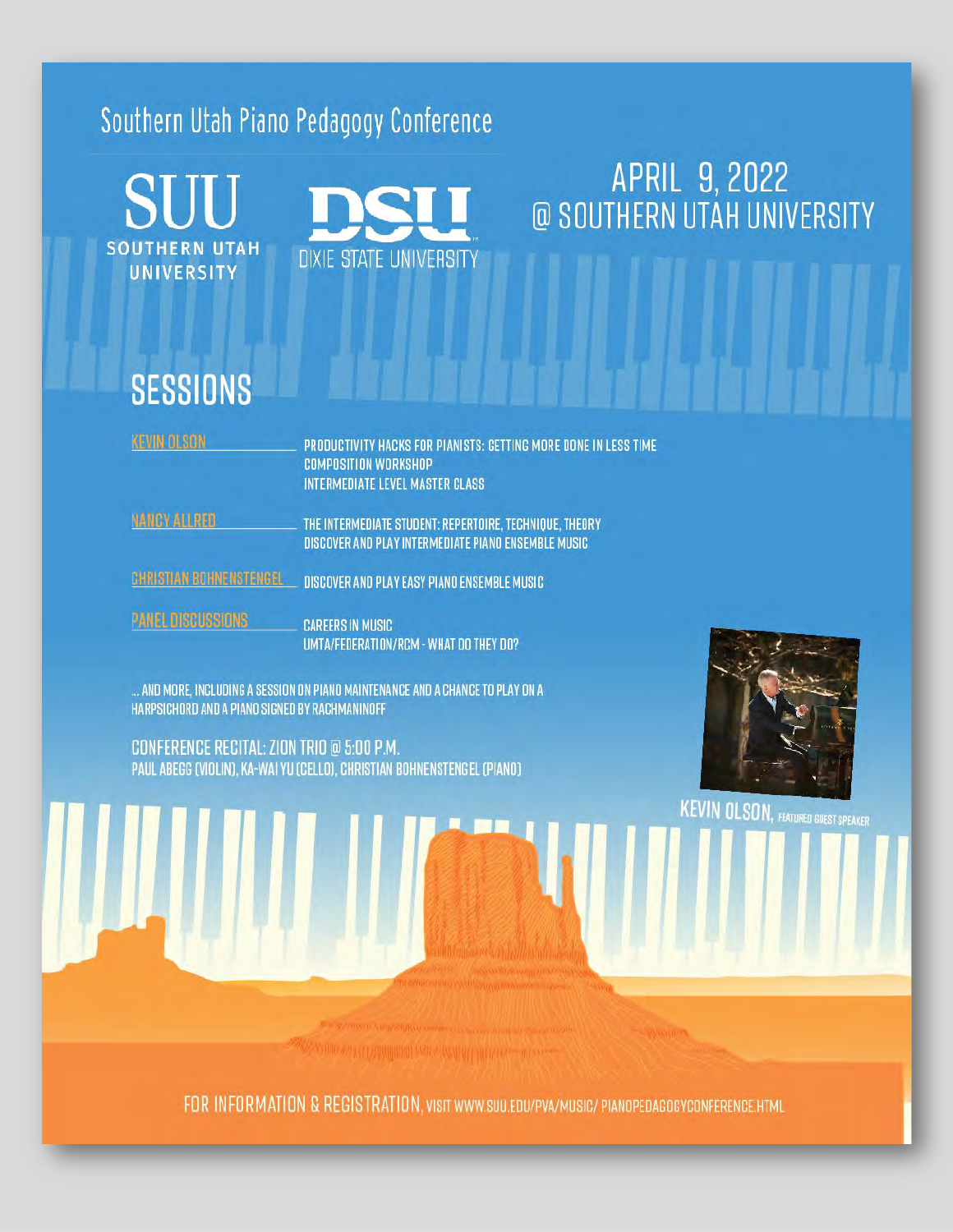# Southern Utah Piano Pedagogy Conference

SUU
SOUTHERN UTAH UNIVERSITY

DSU
DIXIE STATE UNIVERSITY

## APRIL 9, 2022
## @ SOUTHERN UTAH UNIVERSITY

## SESSIONS

**KEVIN OLSON**
- PRODUCTIVITY HACKS FOR PIANISTS: GETTING MORE DONE IN LESS TIME
- COMPOSITION WORKSHOP
- INTERMEDIATE LEVEL MASTER CLASS

**NANCY ALLRED**
- THE INTERMEDIATE STUDENT: REPERTOIRE, TECHNIQUE, THEORY
- DISCOVER AND PLAY INTERMEDIATE PIANO ENSEMBLE MUSIC

**CHRISTIAN BOHNENSTENGEL**
- DISCOVER AND PLAY EASY PIANO ENSEMBLE MUSIC

**PANEL DISCUSSIONS**
- CAREERS IN MUSIC
- UMTA/FEDERATION/RCM - WHAT DO THEY DO?

... AND MORE, INCLUDING A SESSION ON PIANO MAINTENANCE AND A CHANCE TO PLAY ON A HARPSICHORD AND A PIANO SIGNED BY RACHMANINOFF

CONFERENCE RECITAL: ZION TRIO @ 5:00 P.M.
PAUL ABEGG (VIOLIN), KA-WAI YU (CELLO), CHRISTIAN BOHNENSTENGEL (PIANO)

KEVIN OLSON, FEATURED GUEST SPEAKER

FOR INFORMATION & REGISTRATION, VISIT WWW.SUU.EDU/PVA/MUSIC/ PIANOPEDAGOGYCONFERENCE.HTML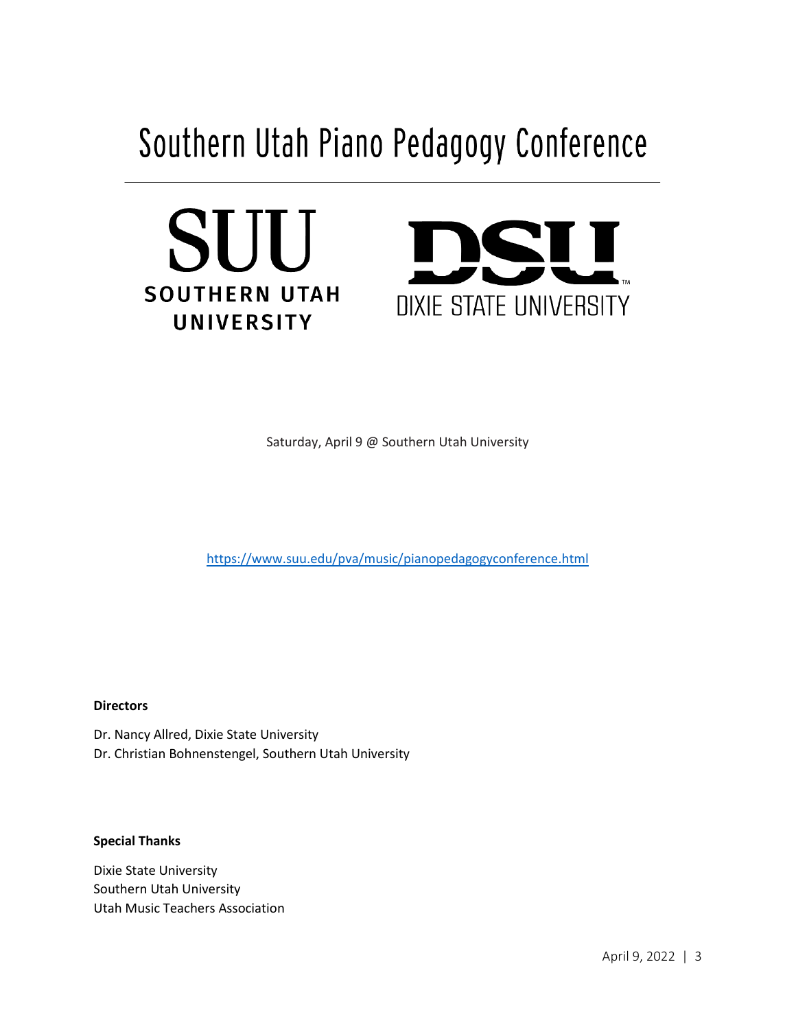# Southern Utah Piano Pedagogy Conference

SUU
SOUTHERN UTAH UNIVERSITY

DSU
DIXIE STATE UNIVERSITY

Saturday, April 9 @ Southern Utah University

https://www.suu.edu/pva/music/pianopedagogyconference.html

**Directors**

Dr. Nancy Allred, Dixie State University
Dr. Christian Bohnenstengel, Southern Utah University

**Special Thanks**

Dixie State University
Southern Utah University
Utah Music Teachers Association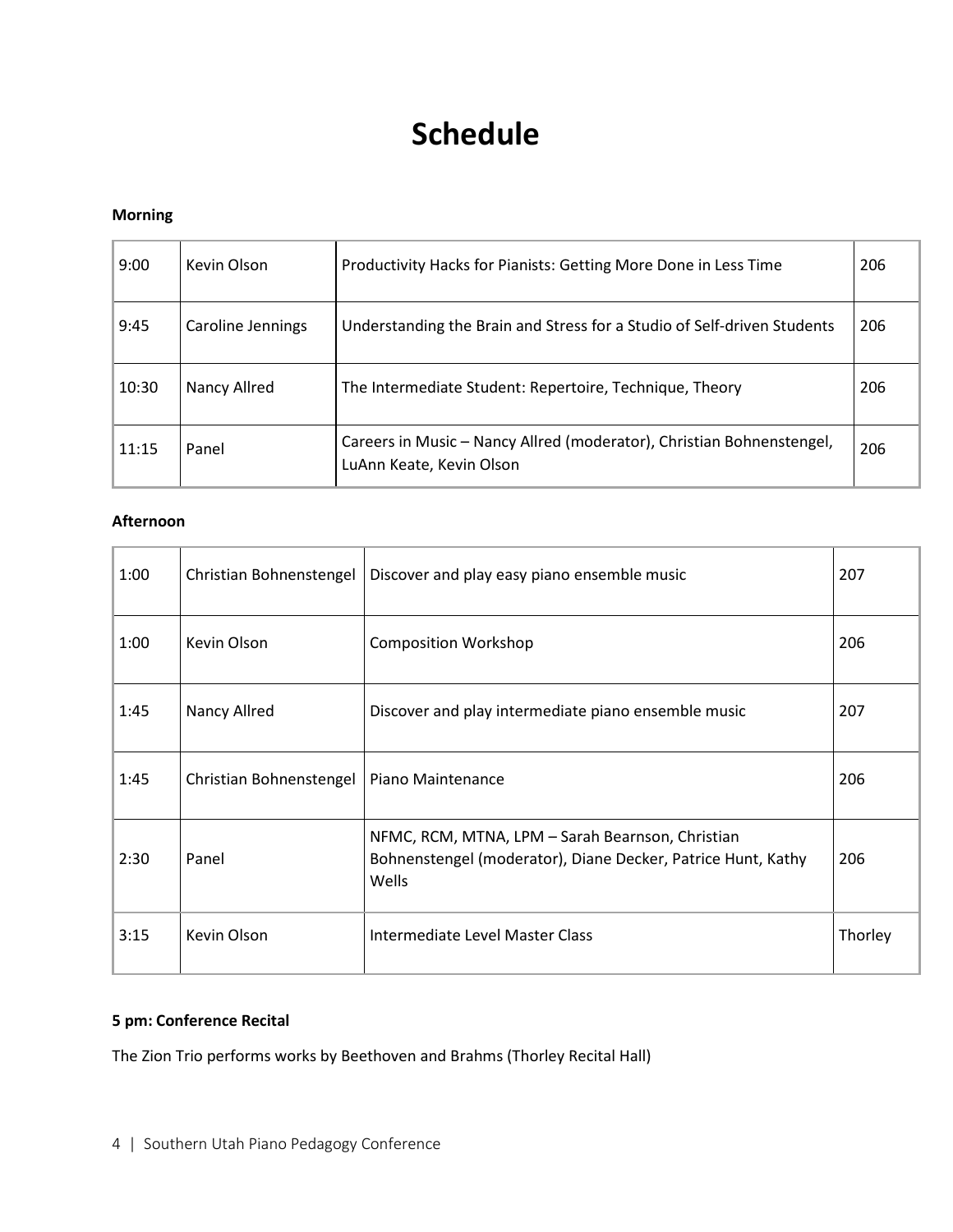# Schedule

**Morning**

| | | | |
|---|---|---|---|
| 9:00 | Kevin Olson | Productivity Hacks for Pianists: Getting More Done in Less Time | 206 |
| 9:45 | Caroline Jennings | Understanding the Brain and Stress for a Studio of Self-driven Students | 206 |
| 10:30 | Nancy Allred | The Intermediate Student: Repertoire, Technique, Theory | 206 |
| 11:15 | Panel | Careers in Music – Nancy Allred (moderator), Christian Bohnenstengel, LuAnn Keate, Kevin Olson | 206 |

**Afternoon**

| | | | |
|---|---|---|---|
| 1:00 | Christian Bohnenstengel | Discover and play easy piano ensemble music | 207 |
| 1:00 | Kevin Olson | Composition Workshop | 206 |
| 1:45 | Nancy Allred | Discover and play intermediate piano ensemble music | 207 |
| 1:45 | Christian Bohnenstengel | Piano Maintenance | 206 |
| 2:30 | Panel | NFMC, RCM, MTNA, LPM – Sarah Bearnson, Christian Bohnenstengel (moderator), Diane Decker, Patrice Hunt, Kathy Wells | 206 |
| 3:15 | Kevin Olson | Intermediate Level Master Class | Thorley |

**5 pm: Conference Recital**

The Zion Trio performs works by Beethoven and Brahms (Thorley Recital Hall)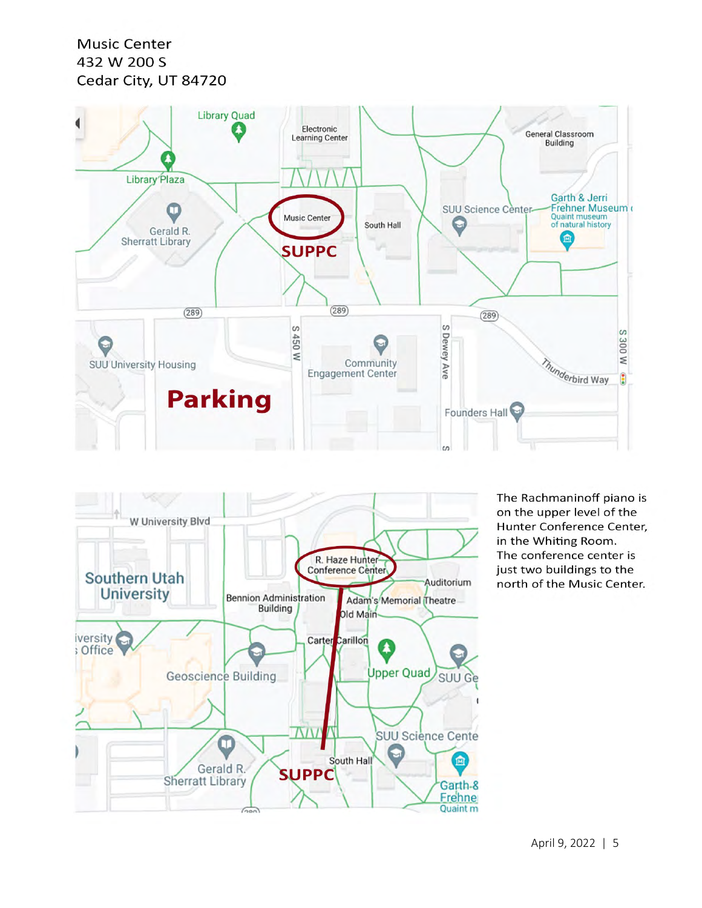Music Center
432 W 200 S
Cedar City, UT 84720

The Rachmaninoff piano is on the upper level of the Hunter Conference Center, in the Whiting Room. The conference center is just two buildings to the north of the Music Center.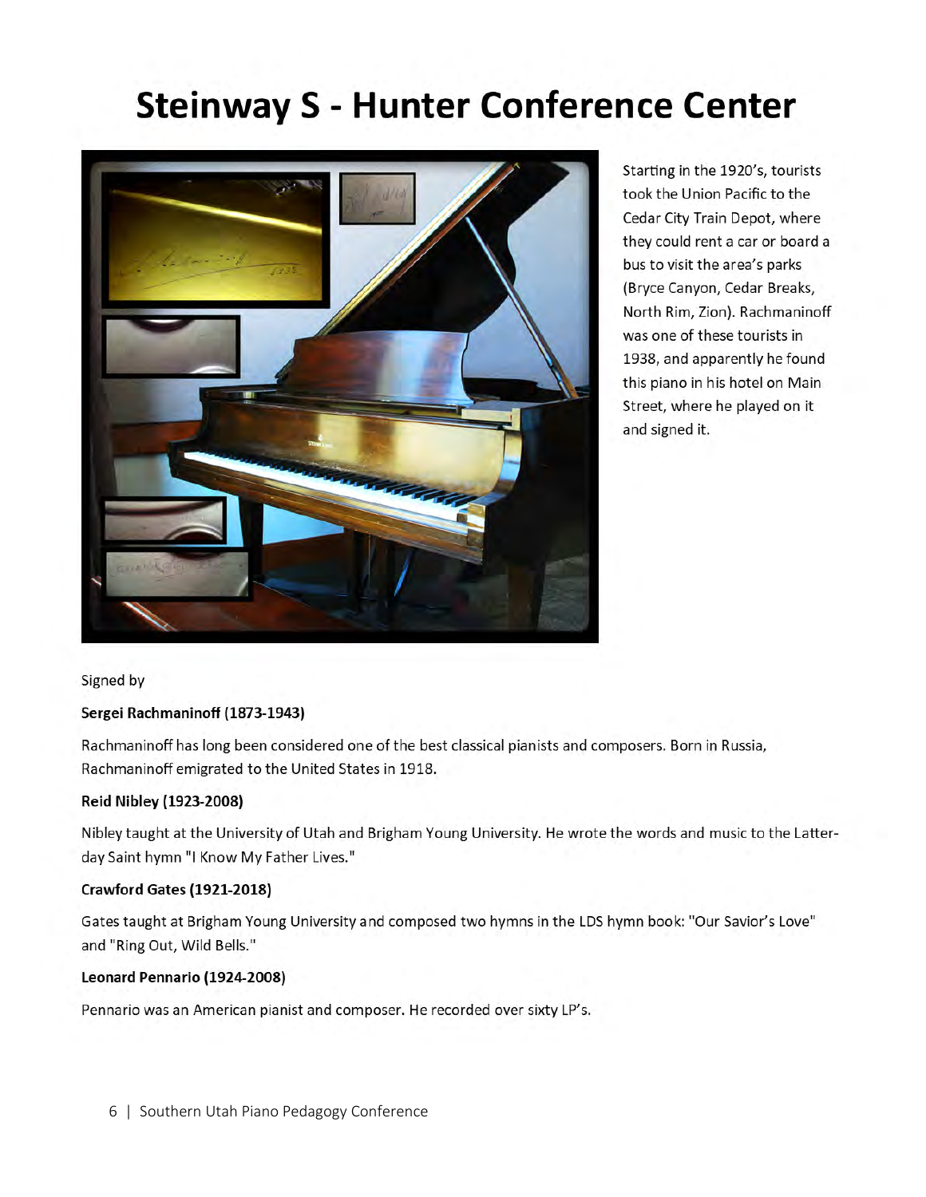# Steinway S - Hunter Conference Center

Starting in the 1920's, tourists took the Union Pacific to the Cedar City Train Depot, where they could rent a car or board a bus to visit the area's parks (Bryce Canyon, Cedar Breaks, North Rim, Zion). Rachmaninoff was one of these tourists in 1938, and apparently he found this piano in his hotel on Main Street, where he played on it and signed it.

Signed by

**Sergei Rachmaninoff (1873-1943)**

Rachmaninoff has long been considered one of the best classical pianists and composers. Born in Russia, Rachmaninoff emigrated to the United States in 1918.

**Reid Nibley (1923-2008)**

Nibley taught at the University of Utah and Brigham Young University. He wrote the words and music to the Latter-day Saint hymn "I Know My Father Lives."

**Crawford Gates (1921-2018)**

Gates taught at Brigham Young University and composed two hymns in the LDS hymn book: "Our Savior's Love" and "Ring Out, Wild Bells."

**Leonard Pennario (1924-2008)**

Pennario was an American pianist and composer. He recorded over sixty LP's.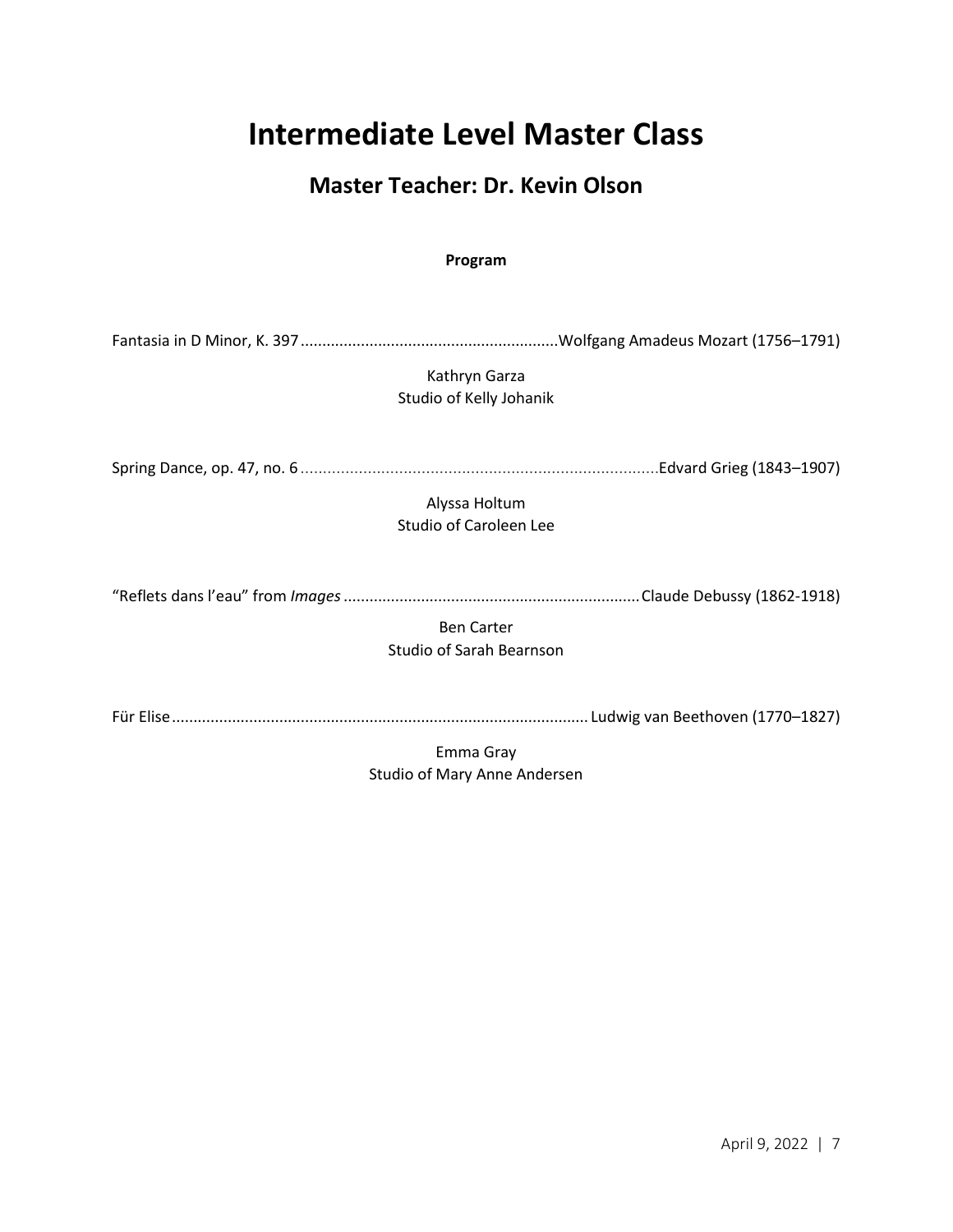# Intermediate Level Master Class

## Master Teacher: Dr. Kevin Olson

**Program**

Fantasia in D Minor, K. 397 ........................................................... Wolfgang Amadeus Mozart (1756–1791)

Kathryn Garza
Studio of Kelly Johanik

Spring Dance, op. 47, no. 6 ............................................................................... Edvard Grieg (1843–1907)

Alyssa Holtum
Studio of Caroleen Lee

"Reflets dans l'eau" from *Images* .................................................................... Claude Debussy (1862-1918)

Ben Carter
Studio of Sarah Bearnson

Für Elise ............................................................................................... Ludwig van Beethoven (1770–1827)

Emma Gray
Studio of Mary Anne Andersen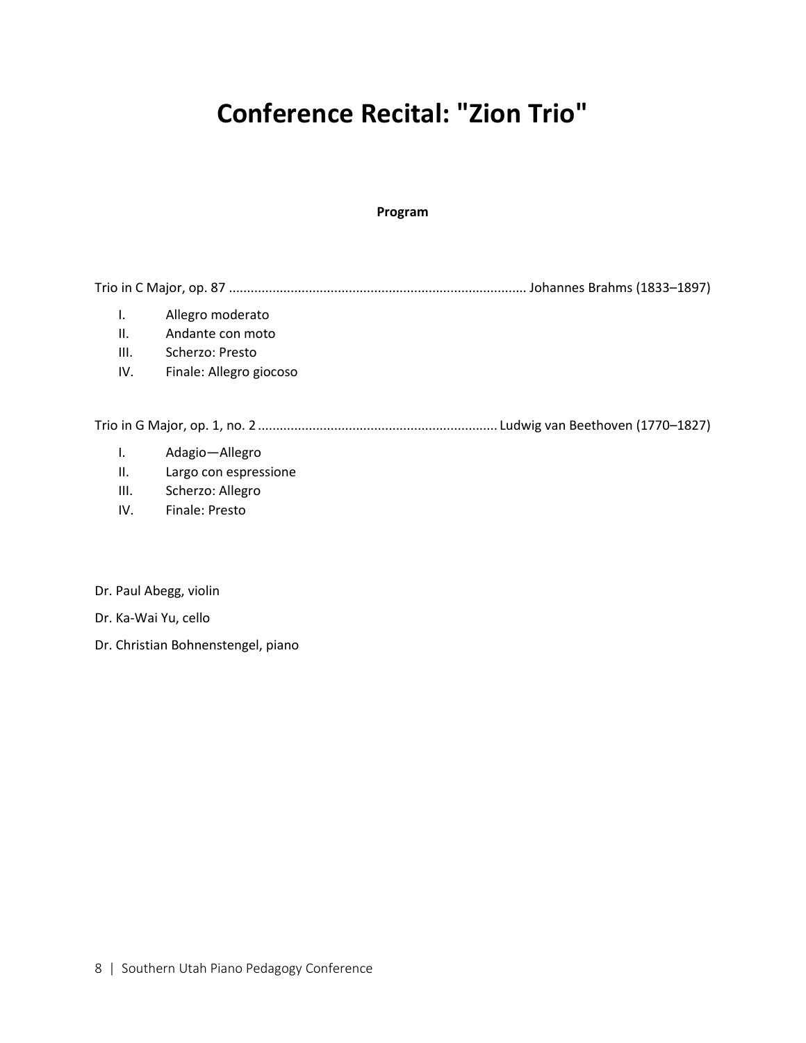# Conference Recital: "Zion Trio"

**Program**

Trio in C Major, op. 87 ................................................................................. Johannes Brahms (1833–1897)

I. Allegro moderato
II. Andante con moto
III. Scherzo: Presto
IV. Finale: Allegro giocoso

Trio in G Major, op. 1, no. 2 ................................................................. Ludwig van Beethoven (1770–1827)

I. Adagio—Allegro
II. Largo con espressione
III. Scherzo: Allegro
IV. Finale: Presto

Dr. Paul Abegg, violin

Dr. Ka-Wai Yu, cello

Dr. Christian Bohnenstengel, piano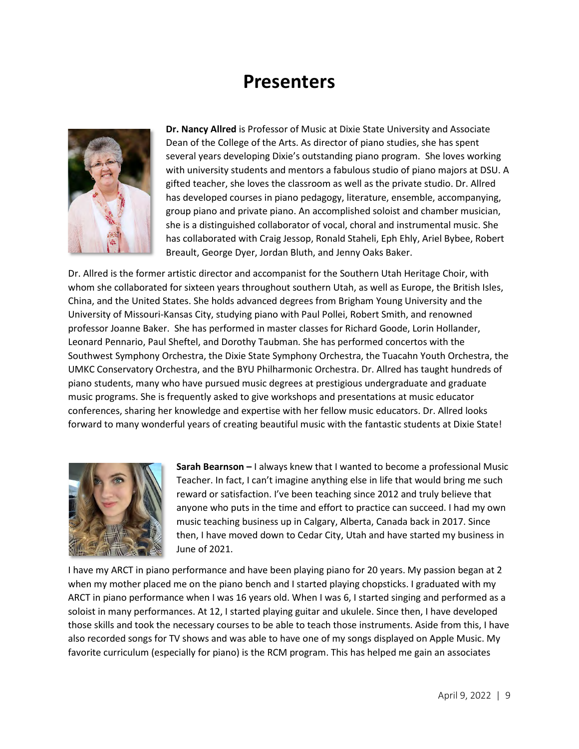# Presenters

**Dr. Nancy Allred** is Professor of Music at Dixie State University and Associate Dean of the College of the Arts. As director of piano studies, she has spent several years developing Dixie's outstanding piano program. She loves working with university students and mentors a fabulous studio of piano majors at DSU. A gifted teacher, she loves the classroom as well as the private studio. Dr. Allred has developed courses in piano pedagogy, literature, ensemble, accompanying, group piano and private piano. An accomplished soloist and chamber musician, she is a distinguished collaborator of vocal, choral and instrumental music. She has collaborated with Craig Jessop, Ronald Staheli, Eph Ehly, Ariel Bybee, Robert Breault, George Dyer, Jordan Bluth, and Jenny Oaks Baker.

Dr. Allred is the former artistic director and accompanist for the Southern Utah Heritage Choir, with whom she collaborated for sixteen years throughout southern Utah, as well as Europe, the British Isles, China, and the United States. She holds advanced degrees from Brigham Young University and the University of Missouri-Kansas City, studying piano with Paul Pollei, Robert Smith, and renowned professor Joanne Baker. She has performed in master classes for Richard Goode, Lorin Hollander, Leonard Pennario, Paul Sheftel, and Dorothy Taubman. She has performed concertos with the Southwest Symphony Orchestra, the Dixie State Symphony Orchestra, the Tuacahn Youth Orchestra, the UMKC Conservatory Orchestra, and the BYU Philharmonic Orchestra. Dr. Allred has taught hundreds of piano students, many who have pursued music degrees at prestigious undergraduate and graduate music programs. She is frequently asked to give workshops and presentations at music educator conferences, sharing her knowledge and expertise with her fellow music educators. Dr. Allred looks forward to many wonderful years of creating beautiful music with the fantastic students at Dixie State!

**Sarah Bearnson –** I always knew that I wanted to become a professional Music Teacher. In fact, I can't imagine anything else in life that would bring me such reward or satisfaction. I've been teaching since 2012 and truly believe that anyone who puts in the time and effort to practice can succeed. I had my own music teaching business up in Calgary, Alberta, Canada back in 2017. Since then, I have moved down to Cedar City, Utah and have started my business in June of 2021.

I have my ARCT in piano performance and have been playing piano for 20 years. My passion began at 2 when my mother placed me on the piano bench and I started playing chopsticks. I graduated with my ARCT in piano performance when I was 16 years old. When I was 6, I started singing and performed as a soloist in many performances. At 12, I started playing guitar and ukulele. Since then, I have developed those skills and took the necessary courses to be able to teach those instruments. Aside from this, I have also recorded songs for TV shows and was able to have one of my songs displayed on Apple Music. My favorite curriculum (especially for piano) is the RCM program. This has helped me gain an associates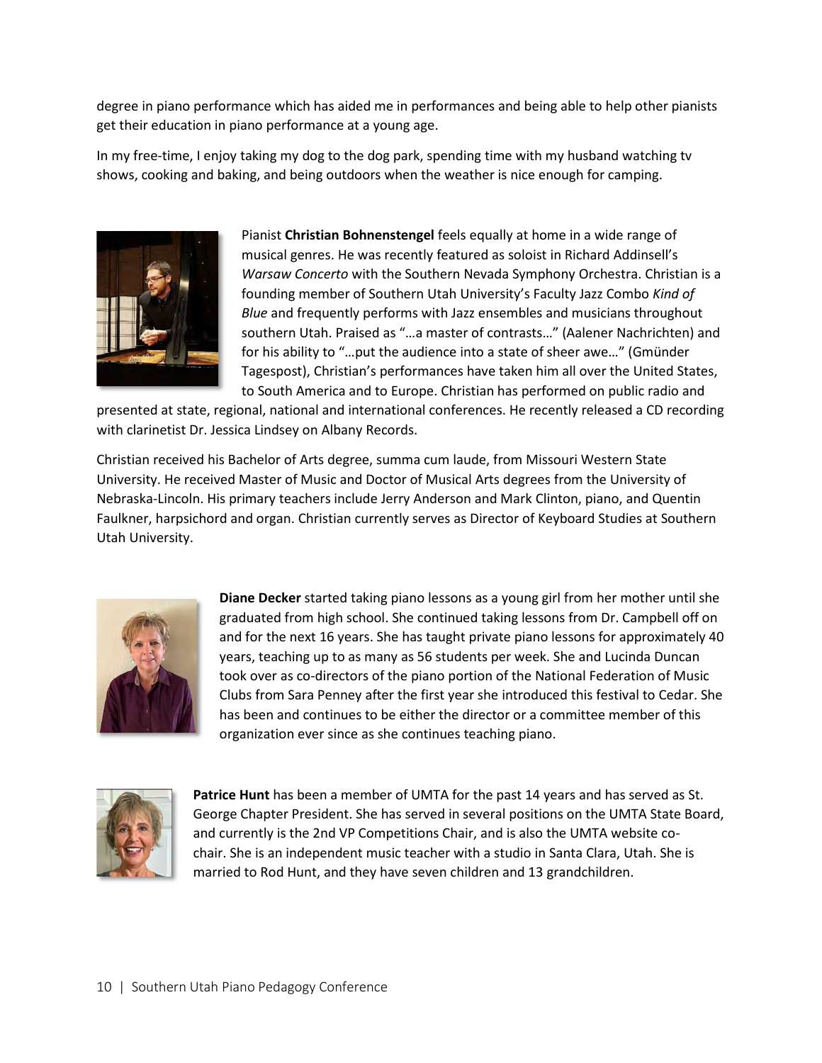degree in piano performance which has aided me in performances and being able to help other pianists get their education in piano performance at a young age.

In my free-time, I enjoy taking my dog to the dog park, spending time with my husband watching tv shows, cooking and baking, and being outdoors when the weather is nice enough for camping.

Pianist **Christian Bohnenstengel** feels equally at home in a wide range of musical genres. He was recently featured as soloist in Richard Addinsell's *Warsaw Concerto* with the Southern Nevada Symphony Orchestra. Christian is a founding member of Southern Utah University's Faculty Jazz Combo *Kind of Blue* and frequently performs with Jazz ensembles and musicians throughout southern Utah. Praised as "…a master of contrasts…" (Aalener Nachrichten) and for his ability to "…put the audience into a state of sheer awe…" (Gmünder Tagespost), Christian's performances have taken him all over the United States, to South America and to Europe. Christian has performed on public radio and presented at state, regional, national and international conferences. He recently released a CD recording with clarinetist Dr. Jessica Lindsey on Albany Records.

Christian received his Bachelor of Arts degree, summa cum laude, from Missouri Western State University. He received Master of Music and Doctor of Musical Arts degrees from the University of Nebraska-Lincoln. His primary teachers include Jerry Anderson and Mark Clinton, piano, and Quentin Faulkner, harpsichord and organ. Christian currently serves as Director of Keyboard Studies at Southern Utah University.

**Diane Decker** started taking piano lessons as a young girl from her mother until she graduated from high school. She continued taking lessons from Dr. Campbell off on and for the next 16 years. She has taught private piano lessons for approximately 40 years, teaching up to as many as 56 students per week. She and Lucinda Duncan took over as co-directors of the piano portion of the National Federation of Music Clubs from Sara Penney after the first year she introduced this festival to Cedar. She has been and continues to be either the director or a committee member of this organization ever since as she continues teaching piano.

**Patrice Hunt** has been a member of UMTA for the past 14 years and has served as St. George Chapter President. She has served in several positions on the UMTA State Board, and currently is the 2nd VP Competitions Chair, and is also the UMTA website co-chair. She is an independent music teacher with a studio in Santa Clara, Utah. She is married to Rod Hunt, and they have seven children and 13 grandchildren.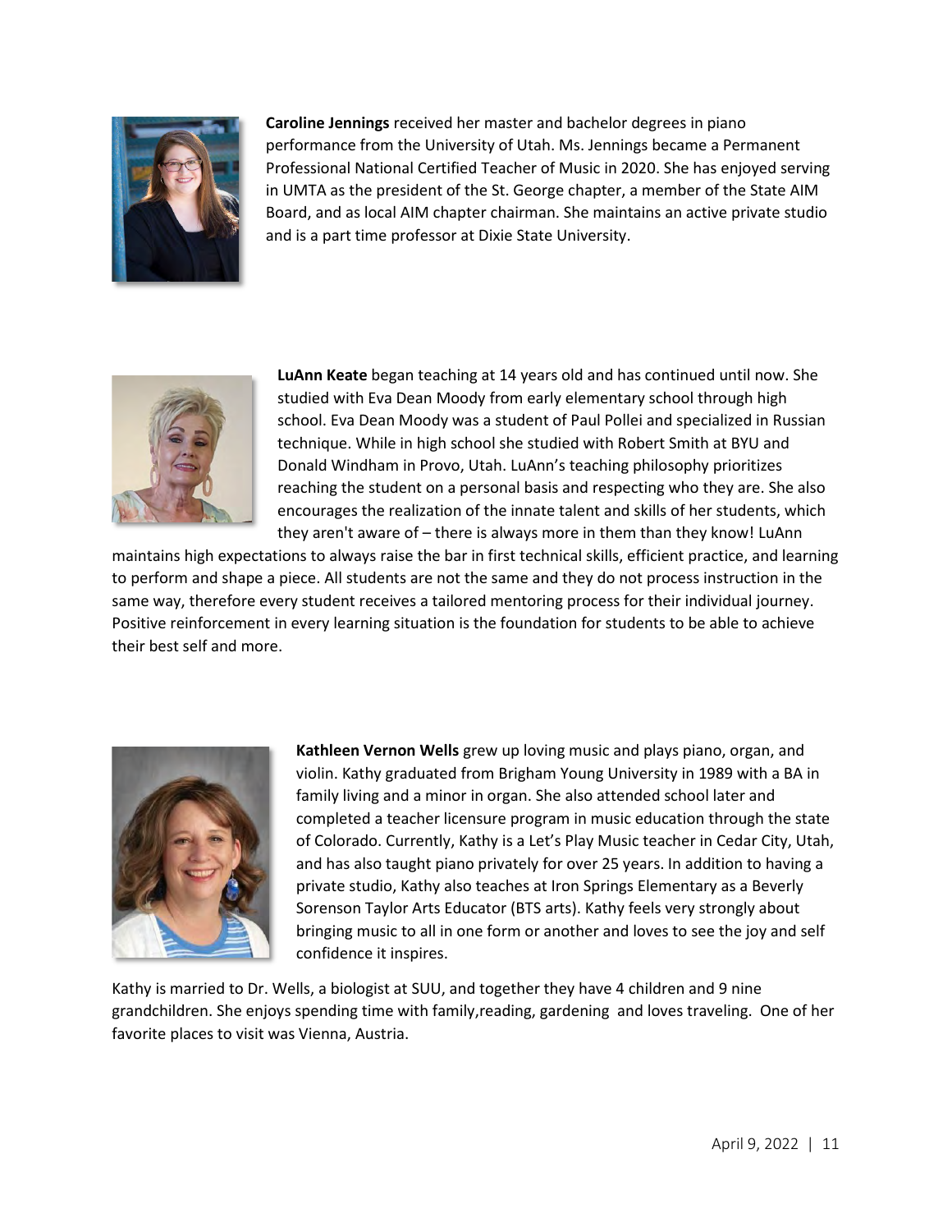**Caroline Jennings** received her master and bachelor degrees in piano performance from the University of Utah. Ms. Jennings became a Permanent Professional National Certified Teacher of Music in 2020. She has enjoyed serving in UMTA as the president of the St. George chapter, a member of the State AIM Board, and as local AIM chapter chairman. She maintains an active private studio and is a part time professor at Dixie State University.

**LuAnn Keate** began teaching at 14 years old and has continued until now. She studied with Eva Dean Moody from early elementary school through high school. Eva Dean Moody was a student of Paul Pollei and specialized in Russian technique. While in high school she studied with Robert Smith at BYU and Donald Windham in Provo, Utah. LuAnn's teaching philosophy prioritizes reaching the student on a personal basis and respecting who they are. She also encourages the realization of the innate talent and skills of her students, which they aren't aware of – there is always more in them than they know! LuAnn maintains high expectations to always raise the bar in first technical skills, efficient practice, and learning to perform and shape a piece. All students are not the same and they do not process instruction in the same way, therefore every student receives a tailored mentoring process for their individual journey. Positive reinforcement in every learning situation is the foundation for students to be able to achieve their best self and more.

**Kathleen Vernon Wells** grew up loving music and plays piano, organ, and violin. Kathy graduated from Brigham Young University in 1989 with a BA in family living and a minor in organ. She also attended school later and completed a teacher licensure program in music education through the state of Colorado. Currently, Kathy is a Let's Play Music teacher in Cedar City, Utah, and has also taught piano privately for over 25 years. In addition to having a private studio, Kathy also teaches at Iron Springs Elementary as a Beverly Sorenson Taylor Arts Educator (BTS arts). Kathy feels very strongly about bringing music to all in one form or another and loves to see the joy and self confidence it inspires.

Kathy is married to Dr. Wells, a biologist at SUU, and together they have 4 children and 9 nine grandchildren. She enjoys spending time with family,reading, gardening and loves traveling. One of her favorite places to visit was Vienna, Austria.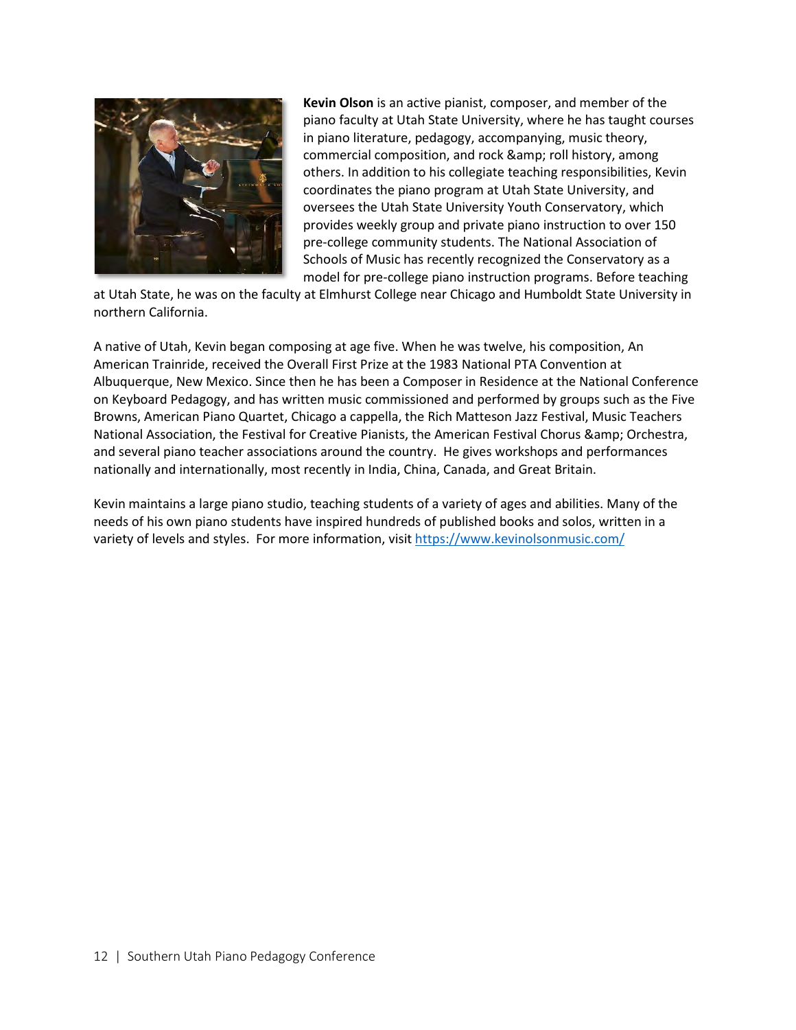**Kevin Olson** is an active pianist, composer, and member of the piano faculty at Utah State University, where he has taught courses in piano literature, pedagogy, accompanying, music theory, commercial composition, and rock &amp; roll history, among others. In addition to his collegiate teaching responsibilities, Kevin coordinates the piano program at Utah State University, and oversees the Utah State University Youth Conservatory, which provides weekly group and private piano instruction to over 150 pre-college community students. The National Association of Schools of Music has recently recognized the Conservatory as a model for pre-college piano instruction programs. Before teaching at Utah State, he was on the faculty at Elmhurst College near Chicago and Humboldt State University in northern California.

A native of Utah, Kevin began composing at age five. When he was twelve, his composition, An American Trainride, received the Overall First Prize at the 1983 National PTA Convention at Albuquerque, New Mexico. Since then he has been a Composer in Residence at the National Conference on Keyboard Pedagogy, and has written music commissioned and performed by groups such as the Five Browns, American Piano Quartet, Chicago a cappella, the Rich Matteson Jazz Festival, Music Teachers National Association, the Festival for Creative Pianists, the American Festival Chorus &amp; Orchestra, and several piano teacher associations around the country. He gives workshops and performances nationally and internationally, most recently in India, China, Canada, and Great Britain.

Kevin maintains a large piano studio, teaching students of a variety of ages and abilities. Many of the needs of his own piano students have inspired hundreds of published books and solos, written in a variety of levels and styles. For more information, visit https://www.kevinolsonmusic.com/